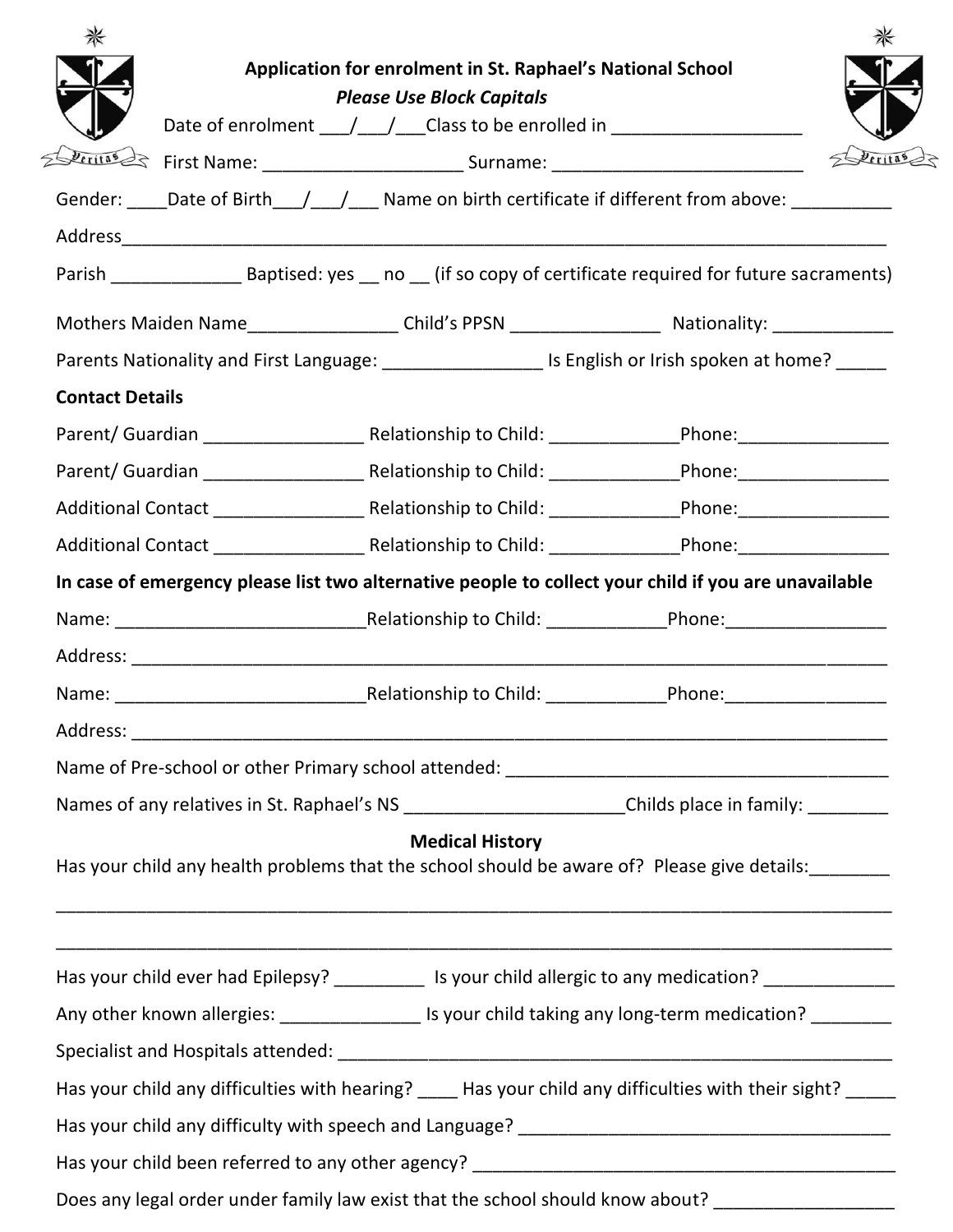## Application for enrolment in St. Raphael's National School

***Please Use Block Capitals***

Date of enrolment ___/___/___ Class to be enrolled in ___________________

First Name: ___________________ Surname: ________________________

Gender: ____ Date of Birth___/___/___ Name on birth certificate if different from above: __________

Address_____________________________________________________________________________

Parish _____________ Baptised: yes __ no __ (if so copy of certificate required for future sacraments)

Mothers Maiden Name_______________ Child's PPSN _______________ Nationality: ____________

Parents Nationality and First Language: ________________ Is English or Irish spoken at home? _____

**Contact Details**

Parent/ Guardian ________________ Relationship to Child: _____________ Phone:_______________

Parent/ Guardian ________________ Relationship to Child: _____________ Phone:_______________

Additional Contact _______________ Relationship to Child: _____________ Phone:_______________

Additional Contact _______________ Relationship to Child: _____________ Phone:_______________

**In case of emergency please list two alternative people to collect your child if you are unavailable**

Name: _________________________ Relationship to Child: ____________ Phone:________________

Address: ____________________________________________________________________________

Name: _________________________ Relationship to Child: ____________ Phone:________________

Address: ____________________________________________________________________________

Name of Pre-school or other Primary school attended: ______________________________________

Names of any relatives in St. Raphael's NS ______________________ Childs place in family: ________

**Medical History**

Has your child any health problems that the school should be aware of? Please give details:________

_____________________________________________________________________________________

_____________________________________________________________________________________

Has your child ever had Epilepsy? _________ Is your child allergic to any medication? _____________

Any other known allergies: ______________ Is your child taking any long-term medication? ________

Specialist and Hospitals attended: _______________________________________________________

Has your child any difficulties with hearing? ____ Has your child any difficulties with their sight? _____

Has your child any difficulty with speech and Language? ____________________________________

Has your child been referred to any other agency? _________________________________________

Does any legal order under family law exist that the school should know about? __________________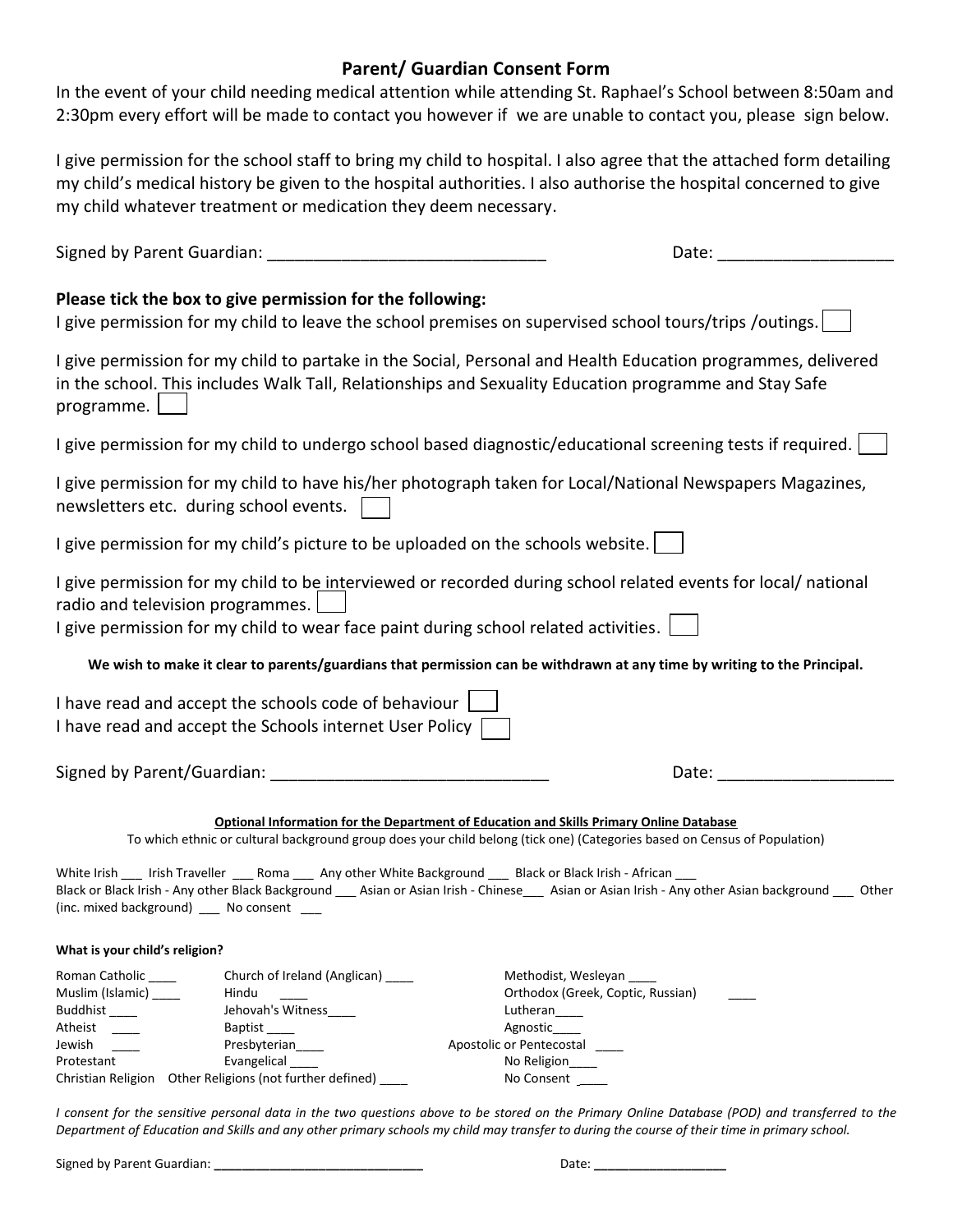## Parent/ Guardian Consent Form

In the event of your child needing medical attention while attending St. Raphael's School between 8:50am and 2:30pm every effort will be made to contact you however if we are unable to contact you, please sign below.

I give permission for the school staff to bring my child to hospital. I also agree that the attached form detailing my child's medical history be given to the hospital authorities. I also authorise the hospital concerned to give my child whatever treatment or medication they deem necessary.

Signed by Parent Guardian: ______________________________ Date: ___________________

**Please tick the box to give permission for the following:**

I give permission for my child to leave the school premises on supervised school tours/trips /outings. ☐

I give permission for my child to partake in the Social, Personal and Health Education programmes, delivered in the school. This includes Walk Tall, Relationships and Sexuality Education programme and Stay Safe programme. ☐

I give permission for my child to undergo school based diagnostic/educational screening tests if required. ☐

I give permission for my child to have his/her photograph taken for Local/National Newspapers Magazines, newsletters etc. during school events. ☐

I give permission for my child's picture to be uploaded on the schools website. ☐

I give permission for my child to be interviewed or recorded during school related events for local/ national radio and television programmes. ☐

I give permission for my child to wear face paint during school related activities. ☐

**We wish to make it clear to parents/guardians that permission can be withdrawn at any time by writing to the Principal.**

I have read and accept the schools code of behaviour ☐

I have read and accept the Schools internet User Policy ☐

Signed by Parent/Guardian: ______________________________ Date: ___________________

**Optional Information for the Department of Education and Skills Primary Online Database**

To which ethnic or cultural background group does your child belong (tick one) (Categories based on Census of Population)

White Irish ___ Irish Traveller ___ Roma ___ Any other White Background ___ Black or Black Irish - African ___ Black or Black Irish - Any other Black Background ___ Asian or Asian Irish - Chinese___ Asian or Asian Irish - Any other Asian background ___ Other (inc. mixed background) ___ No consent ___

**What is your child's religion?**

Roman Catholic ____
Church of Ireland (Anglican) ____
Methodist, Wesleyan ____
Muslim (Islamic) ____
Hindu ____
Orthodox (Greek, Coptic, Russian) ____
Buddhist ____
Jehovah's Witness____
Lutheran____
Atheist ____
Baptist ____
Agnostic____
Jewish ____
Presbyterian____
Apostolic or Pentecostal ____
Protestant
Evangelical ____
No Religion____
Christian Religion
Other Religions (not further defined) ____
No Consent ____

*I consent for the sensitive personal data in the two questions above to be stored on the Primary Online Database (POD) and transferred to the Department of Education and Skills and any other primary schools my child may transfer to during the course of their time in primary school.*

Signed by Parent Guardian: ______________________________ Date: ___________________